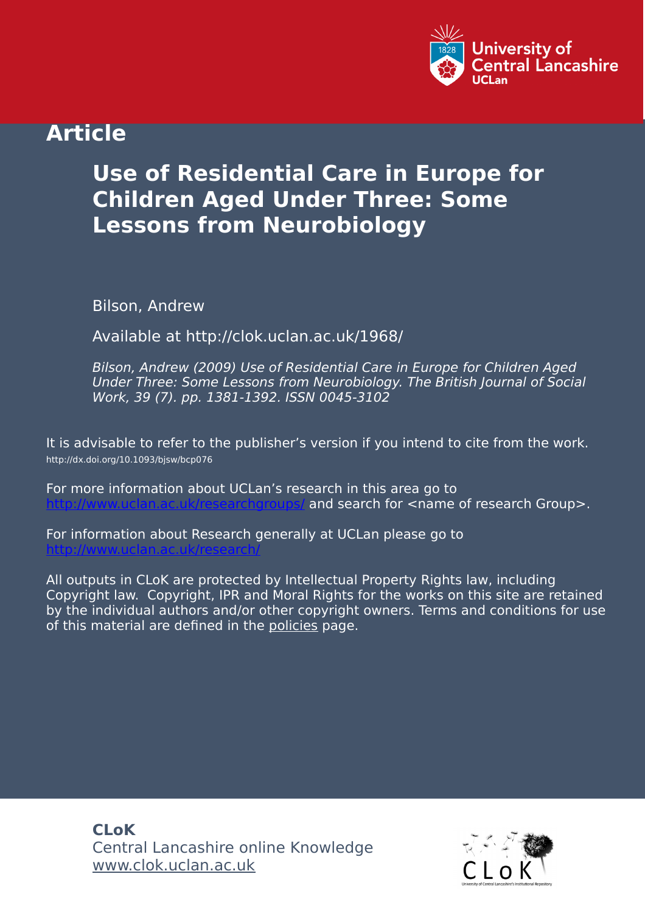# Article

## Use of Residential Care in Europe for Children Aged Under Three: Some Lessons from Neurobiology

Bilson, Andrew

Available at http://clok.uclan.ac.uk/1968/

*Bilson, Andrew (2009) Use of Residential Care in Europe for Children Aged Under Three: Some Lessons from Neurobiology. The British Journal of Social Work, 39 (7). pp. 1381-1392. ISSN 0045-3102*

It is advisable to refer to the publisher's version if you intend to cite from the work.
http://dx.doi.org/10.1093/bjsw/bcp076

For more information about UCLan's research in this area go to http://www.uclan.ac.uk/researchgroups/ and search for <name of research Group>.

For information about Research generally at UCLan please go to http://www.uclan.ac.uk/research/

All outputs in CLoK are protected by Intellectual Property Rights law, including Copyright law. Copyright, IPR and Moral Rights for the works on this site are retained by the individual authors and/or other copyright owners. Terms and conditions for use of this material are defined in the policies page.

**CLoK**
Central Lancashire online Knowledge
www.clok.uclan.ac.uk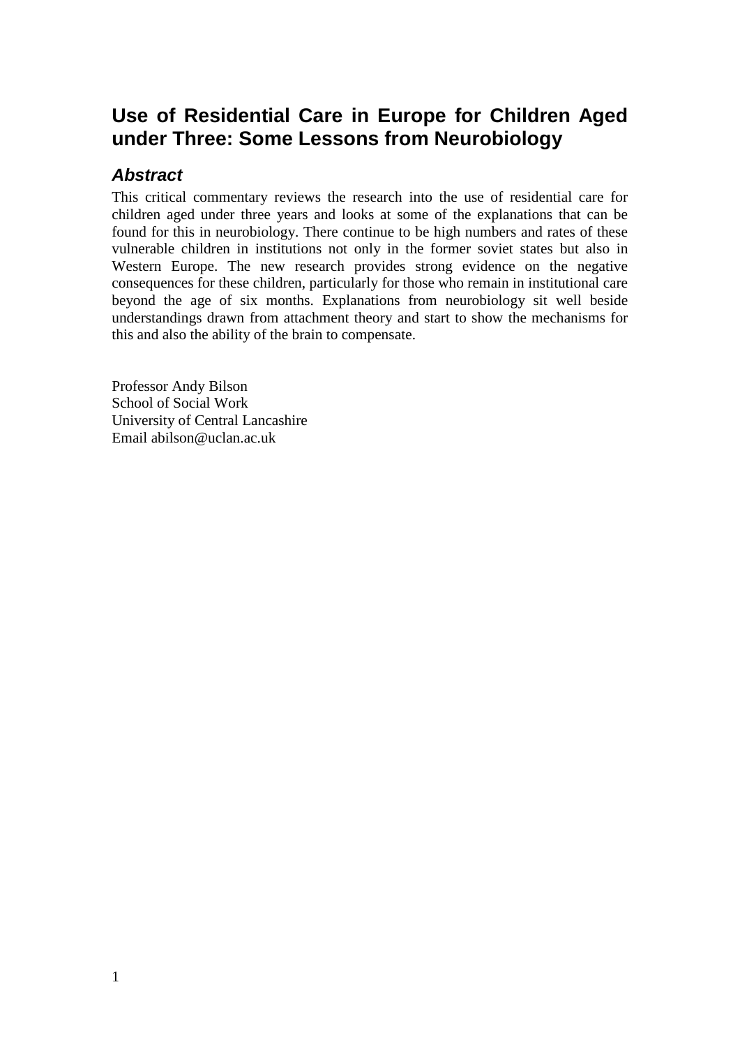# Use of Residential Care in Europe for Children Aged under Three: Some Lessons from Neurobiology

## *Abstract*

This critical commentary reviews the research into the use of residential care for children aged under three years and looks at some of the explanations that can be found for this in neurobiology. There continue to be high numbers and rates of these vulnerable children in institutions not only in the former soviet states but also in Western Europe. The new research provides strong evidence on the negative consequences for these children, particularly for those who remain in institutional care beyond the age of six months. Explanations from neurobiology sit well beside understandings drawn from attachment theory and start to show the mechanisms for this and also the ability of the brain to compensate.

Professor Andy Bilson
School of Social Work
University of Central Lancashire
Email abilson@uclan.ac.uk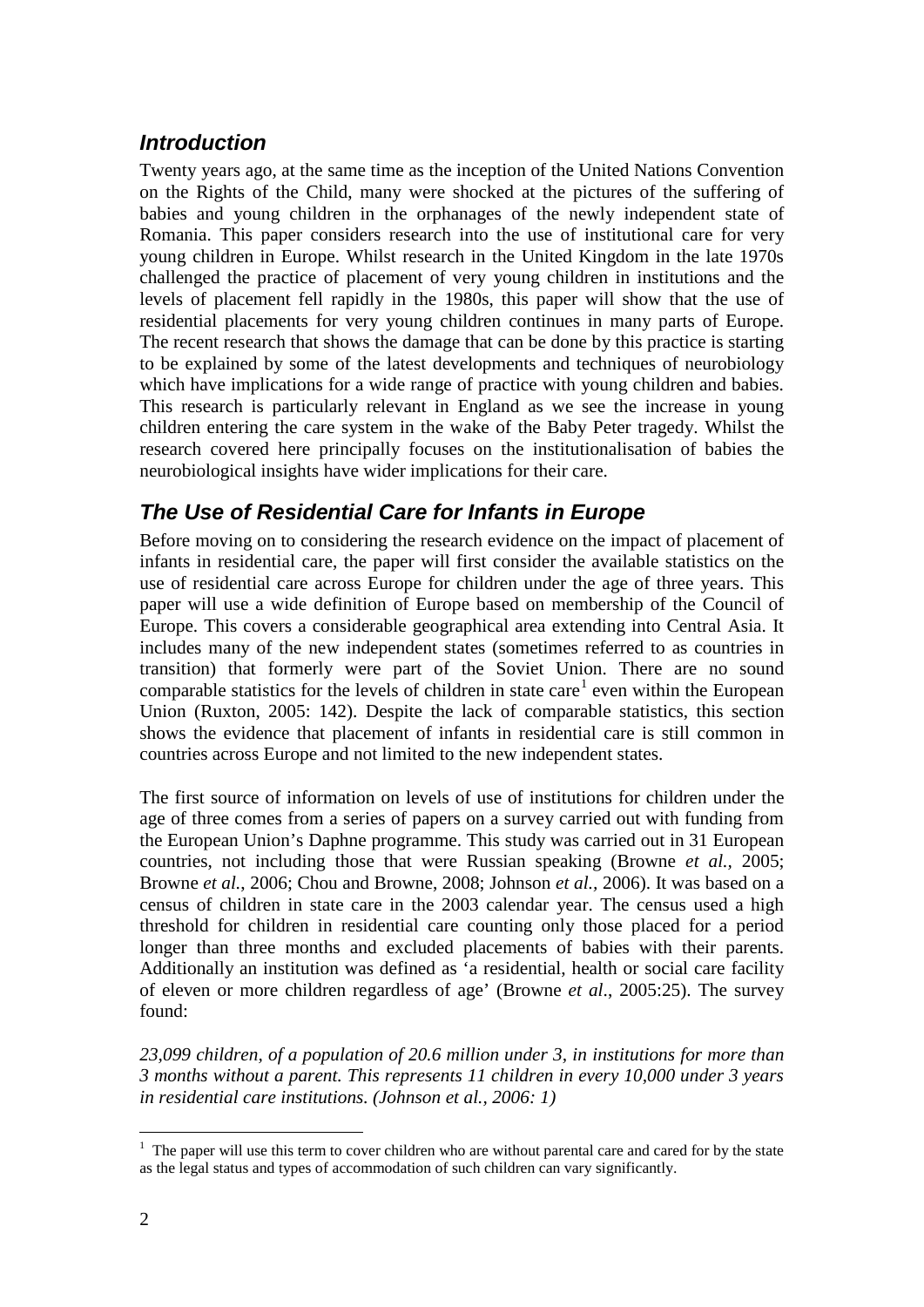## *Introduction*

Twenty years ago, at the same time as the inception of the United Nations Convention on the Rights of the Child, many were shocked at the pictures of the suffering of babies and young children in the orphanages of the newly independent state of Romania. This paper considers research into the use of institutional care for very young children in Europe. Whilst research in the United Kingdom in the late 1970s challenged the practice of placement of very young children in institutions and the levels of placement fell rapidly in the 1980s, this paper will show that the use of residential placements for very young children continues in many parts of Europe. The recent research that shows the damage that can be done by this practice is starting to be explained by some of the latest developments and techniques of neurobiology which have implications for a wide range of practice with young children and babies. This research is particularly relevant in England as we see the increase in young children entering the care system in the wake of the Baby Peter tragedy. Whilst the research covered here principally focuses on the institutionalisation of babies the neurobiological insights have wider implications for their care.

## *The Use of Residential Care for Infants in Europe*

Before moving on to considering the research evidence on the impact of placement of infants in residential care, the paper will first consider the available statistics on the use of residential care across Europe for children under the age of three years. This paper will use a wide definition of Europe based on membership of the Council of Europe. This covers a considerable geographical area extending into Central Asia. It includes many of the new independent states (sometimes referred to as countries in transition) that formerly were part of the Soviet Union. There are no sound comparable statistics for the levels of children in state care[1] even within the European Union (Ruxton, 2005: 142). Despite the lack of comparable statistics, this section shows the evidence that placement of infants in residential care is still common in countries across Europe and not limited to the new independent states.

The first source of information on levels of use of institutions for children under the age of three comes from a series of papers on a survey carried out with funding from the European Union's Daphne programme. This study was carried out in 31 European countries, not including those that were Russian speaking (Browne *et al.*, 2005; Browne *et al.*, 2006; Chou and Browne, 2008; Johnson *et al.*, 2006). It was based on a census of children in state care in the 2003 calendar year. The census used a high threshold for children in residential care counting only those placed for a period longer than three months and excluded placements of babies with their parents. Additionally an institution was defined as 'a residential, health or social care facility of eleven or more children regardless of age' (Browne *et al*., 2005:25). The survey found:

*23,099 children, of a population of 20.6 million under 3, in institutions for more than 3 months without a parent. This represents 11 children in every 10,000 under 3 years in residential care institutions. (Johnson et al., 2006: 1)*

[1] The paper will use this term to cover children who are without parental care and cared for by the state as the legal status and types of accommodation of such children can vary significantly.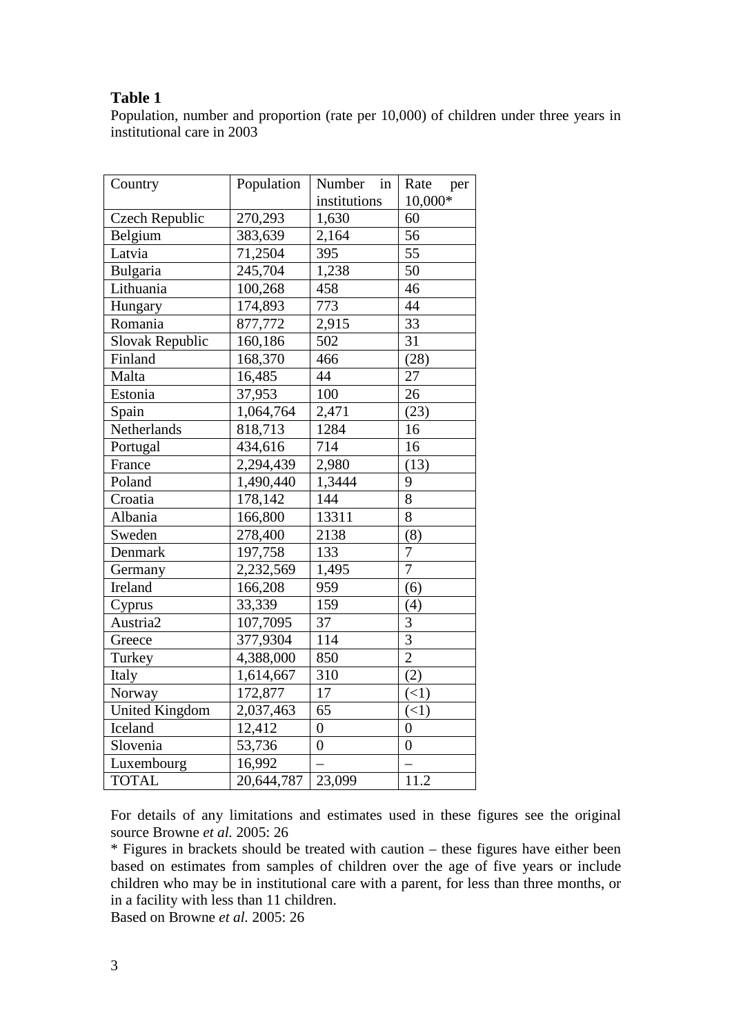**Table 1**

Population, number and proportion (rate per 10,000) of children under three years in institutional care in 2003

| Country | Population | Number in institutions | Rate per 10,000* |
|---|---|---|---|
| Czech Republic | 270,293 | 1,630 | 60 |
| Belgium | 383,639 | 2,164 | 56 |
| Latvia | 71,2504 | 395 | 55 |
| Bulgaria | 245,704 | 1,238 | 50 |
| Lithuania | 100,268 | 458 | 46 |
| Hungary | 174,893 | 773 | 44 |
| Romania | 877,772 | 2,915 | 33 |
| Slovak Republic | 160,186 | 502 | 31 |
| Finland | 168,370 | 466 | (28) |
| Malta | 16,485 | 44 | 27 |
| Estonia | 37,953 | 100 | 26 |
| Spain | 1,064,764 | 2,471 | (23) |
| Netherlands | 818,713 | 1284 | 16 |
| Portugal | 434,616 | 714 | 16 |
| France | 2,294,439 | 2,980 | (13) |
| Poland | 1,490,440 | 1,3444 | 9 |
| Croatia | 178,142 | 144 | 8 |
| Albania | 166,800 | 13311 | 8 |
| Sweden | 278,400 | 2138 | (8) |
| Denmark | 197,758 | 133 | 7 |
| Germany | 2,232,569 | 1,495 | 7 |
| Ireland | 166,208 | 959 | (6) |
| Cyprus | 33,339 | 159 | (4) |
| Austria2 | 107,7095 | 37 | 3 |
| Greece | 377,9304 | 114 | 3 |
| Turkey | 4,388,000 | 850 | 2 |
| Italy | 1,614,667 | 310 | (2) |
| Norway | 172,877 | 17 | (<1) |
| United Kingdom | 2,037,463 | 65 | (<1) |
| Iceland | 12,412 | 0 | 0 |
| Slovenia | 53,736 | 0 | 0 |
| Luxembourg | 16,992 | – | – |
| TOTAL | 20,644,787 | 23,099 | 11.2 |

For details of any limitations and estimates used in these figures see the original source Browne *et al.* 2005: 26

\* Figures in brackets should be treated with caution – these figures have either been based on estimates from samples of children over the age of five years or include children who may be in institutional care with a parent, for less than three months, or in a facility with less than 11 children.

Based on Browne *et al.* 2005: 26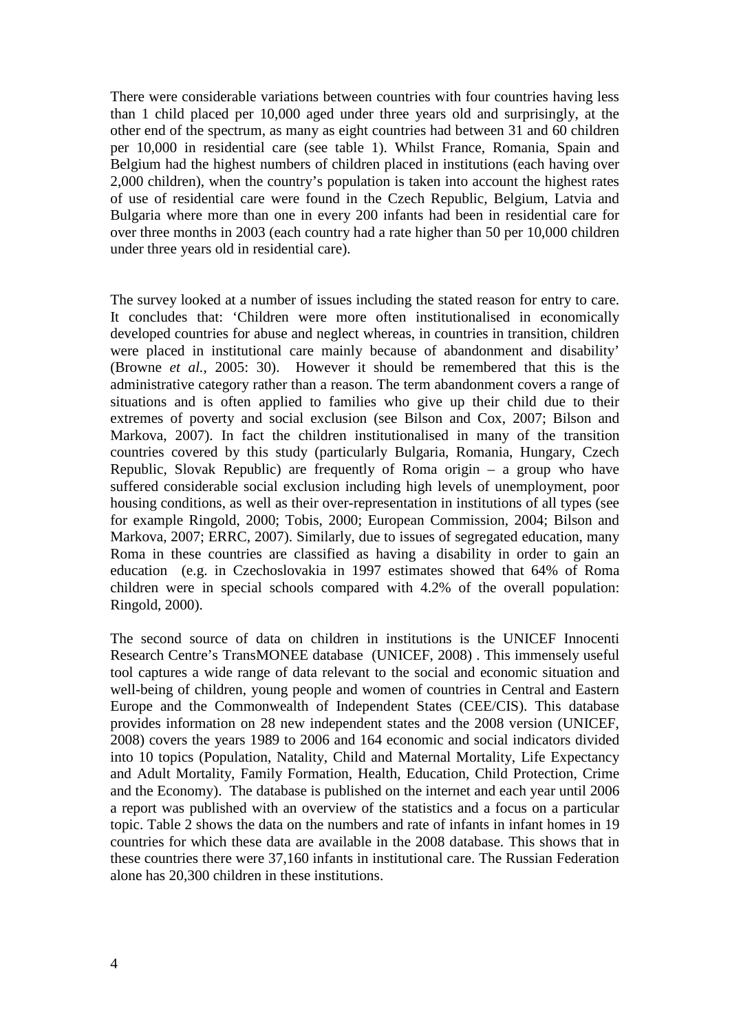There were considerable variations between countries with four countries having less than 1 child placed per 10,000 aged under three years old and surprisingly, at the other end of the spectrum, as many as eight countries had between 31 and 60 children per 10,000 in residential care (see table 1). Whilst France, Romania, Spain and Belgium had the highest numbers of children placed in institutions (each having over 2,000 children), when the country's population is taken into account the highest rates of use of residential care were found in the Czech Republic, Belgium, Latvia and Bulgaria where more than one in every 200 infants had been in residential care for over three months in 2003 (each country had a rate higher than 50 per 10,000 children under three years old in residential care).

The survey looked at a number of issues including the stated reason for entry to care. It concludes that: 'Children were more often institutionalised in economically developed countries for abuse and neglect whereas, in countries in transition, children were placed in institutional care mainly because of abandonment and disability' (Browne *et al.*, 2005: 30). However it should be remembered that this is the administrative category rather than a reason. The term abandonment covers a range of situations and is often applied to families who give up their child due to their extremes of poverty and social exclusion (see Bilson and Cox, 2007; Bilson and Markova, 2007). In fact the children institutionalised in many of the transition countries covered by this study (particularly Bulgaria, Romania, Hungary, Czech Republic, Slovak Republic) are frequently of Roma origin – a group who have suffered considerable social exclusion including high levels of unemployment, poor housing conditions, as well as their over-representation in institutions of all types (see for example Ringold, 2000; Tobis, 2000; European Commission, 2004; Bilson and Markova, 2007; ERRC, 2007). Similarly, due to issues of segregated education, many Roma in these countries are classified as having a disability in order to gain an education (e.g. in Czechoslovakia in 1997 estimates showed that 64% of Roma children were in special schools compared with 4.2% of the overall population: Ringold, 2000).

The second source of data on children in institutions is the UNICEF Innocenti Research Centre's TransMONEE database (UNICEF, 2008) . This immensely useful tool captures a wide range of data relevant to the social and economic situation and well-being of children, young people and women of countries in Central and Eastern Europe and the Commonwealth of Independent States (CEE/CIS). This database provides information on 28 new independent states and the 2008 version (UNICEF, 2008) covers the years 1989 to 2006 and 164 economic and social indicators divided into 10 topics (Population, Natality, Child and Maternal Mortality, Life Expectancy and Adult Mortality, Family Formation, Health, Education, Child Protection, Crime and the Economy). The database is published on the internet and each year until 2006 a report was published with an overview of the statistics and a focus on a particular topic. Table 2 shows the data on the numbers and rate of infants in infant homes in 19 countries for which these data are available in the 2008 database. This shows that in these countries there were 37,160 infants in institutional care. The Russian Federation alone has 20,300 children in these institutions.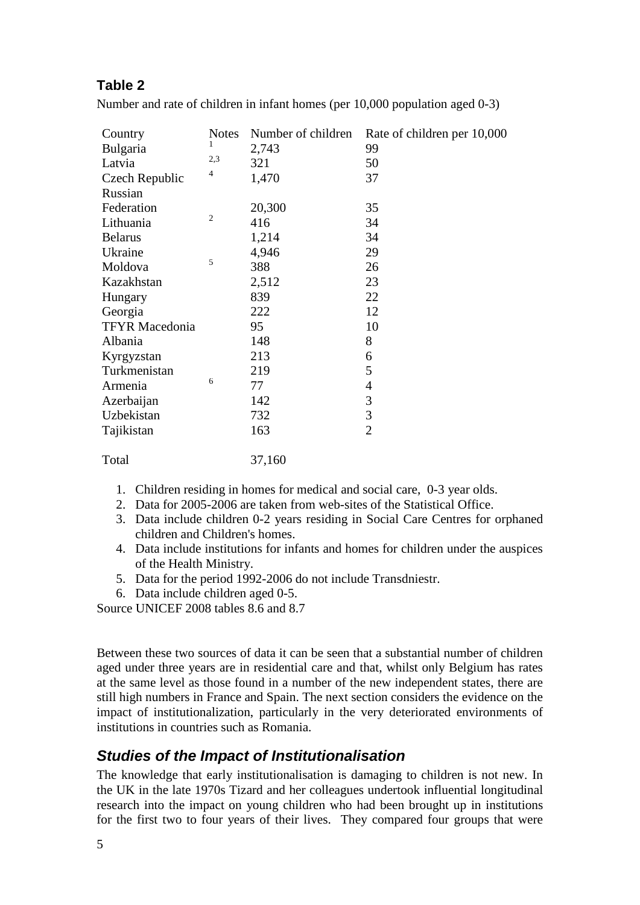**Table 2**

Number and rate of children in infant homes (per 10,000 population aged 0-3)

| Country | Notes | Number of children | Rate of children per 10,000 |
|---|---|---|---|
| Bulgaria | 1 | 2,743 | 99 |
| Latvia | 2,3 | 321 | 50 |
| Czech Republic | 4 | 1,470 | 37 |
| Russian Federation | | 20,300 | 35 |
| Lithuania | 2 | 416 | 34 |
| Belarus | | 1,214 | 34 |
| Ukraine | | 4,946 | 29 |
| Moldova | 5 | 388 | 26 |
| Kazakhstan | | 2,512 | 23 |
| Hungary | | 839 | 22 |
| Georgia | | 222 | 12 |
| TFYR Macedonia | | 95 | 10 |
| Albania | | 148 | 8 |
| Kyrgyzstan | | 213 | 6 |
| Turkmenistan | | 219 | 5 |
| Armenia | 6 | 77 | 4 |
| Azerbaijan | | 142 | 3 |
| Uzbekistan | | 732 | 3 |
| Tajikistan | | 163 | 2 |
| Total | | 37,160 | |

1. Children residing in homes for medical and social care, 0-3 year olds.
2. Data for 2005-2006 are taken from web-sites of the Statistical Office.
3. Data include children 0-2 years residing in Social Care Centres for orphaned children and Children's homes.
4. Data include institutions for infants and homes for children under the auspices of the Health Ministry.
5. Data for the period 1992-2006 do not include Transdniestr.
6. Data include children aged 0-5.

Source UNICEF 2008 tables 8.6 and 8.7

Between these two sources of data it can be seen that a substantial number of children aged under three years are in residential care and that, whilst only Belgium has rates at the same level as those found in a number of the new independent states, there are still high numbers in France and Spain. The next section considers the evidence on the impact of institutionalization, particularly in the very deteriorated environments of institutions in countries such as Romania.

## *Studies of the Impact of Institutionalisation*

The knowledge that early institutionalisation is damaging to children is not new. In the UK in the late 1970s Tizard and her colleagues undertook influential longitudinal research into the impact on young children who had been brought up in institutions for the first two to four years of their lives. They compared four groups that were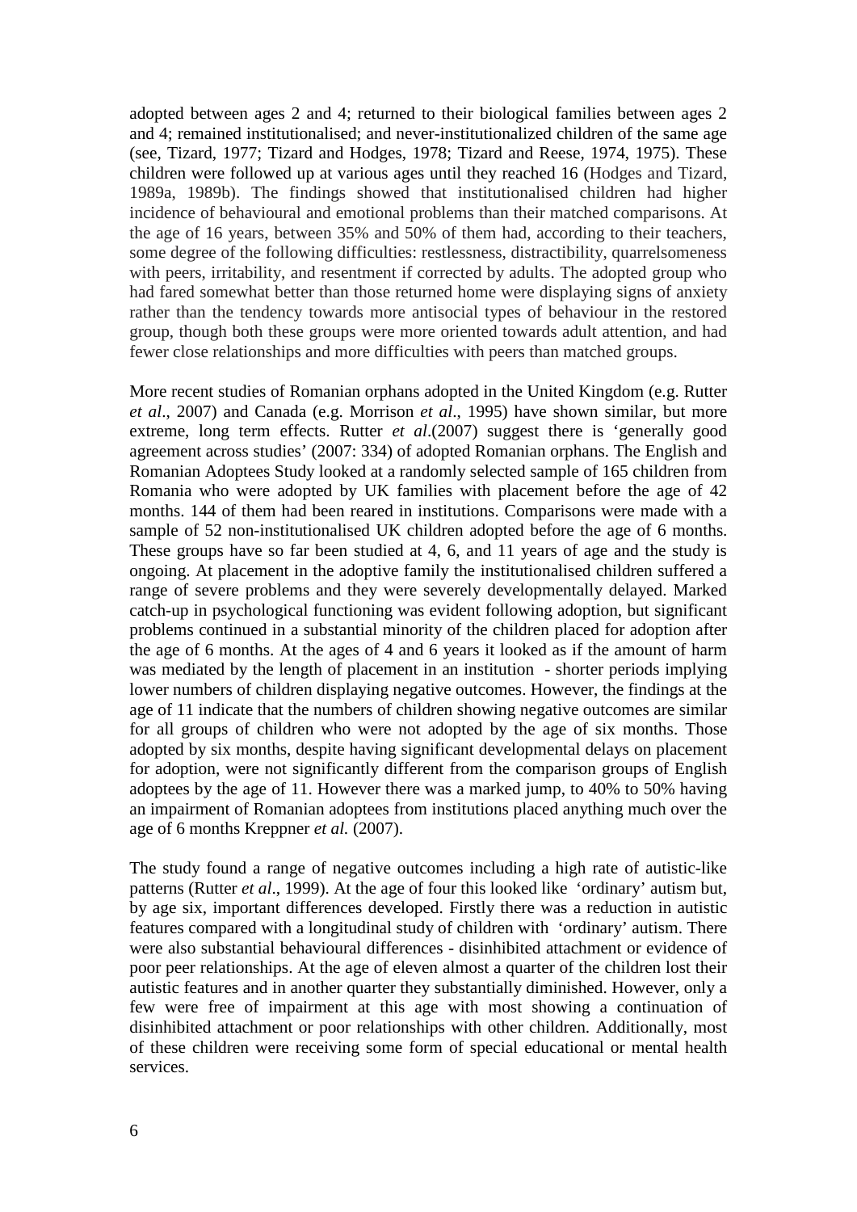adopted between ages 2 and 4; returned to their biological families between ages 2 and 4; remained institutionalised; and never-institutionalized children of the same age (see, Tizard, 1977; Tizard and Hodges, 1978; Tizard and Reese, 1974, 1975). These children were followed up at various ages until they reached 16 (Hodges and Tizard, 1989a, 1989b). The findings showed that institutionalised children had higher incidence of behavioural and emotional problems than their matched comparisons. At the age of 16 years, between 35% and 50% of them had, according to their teachers, some degree of the following difficulties: restlessness, distractibility, quarrelsomeness with peers, irritability, and resentment if corrected by adults. The adopted group who had fared somewhat better than those returned home were displaying signs of anxiety rather than the tendency towards more antisocial types of behaviour in the restored group, though both these groups were more oriented towards adult attention, and had fewer close relationships and more difficulties with peers than matched groups.

More recent studies of Romanian orphans adopted in the United Kingdom (e.g. Rutter *et al*., 2007) and Canada (e.g. Morrison *et al*., 1995) have shown similar, but more extreme, long term effects. Rutter *et al*.(2007) suggest there is 'generally good agreement across studies' (2007: 334) of adopted Romanian orphans. The English and Romanian Adoptees Study looked at a randomly selected sample of 165 children from Romania who were adopted by UK families with placement before the age of 42 months. 144 of them had been reared in institutions. Comparisons were made with a sample of 52 non-institutionalised UK children adopted before the age of 6 months. These groups have so far been studied at 4, 6, and 11 years of age and the study is ongoing. At placement in the adoptive family the institutionalised children suffered a range of severe problems and they were severely developmentally delayed. Marked catch-up in psychological functioning was evident following adoption, but significant problems continued in a substantial minority of the children placed for adoption after the age of 6 months. At the ages of 4 and 6 years it looked as if the amount of harm was mediated by the length of placement in an institution - shorter periods implying lower numbers of children displaying negative outcomes. However, the findings at the age of 11 indicate that the numbers of children showing negative outcomes are similar for all groups of children who were not adopted by the age of six months. Those adopted by six months, despite having significant developmental delays on placement for adoption, were not significantly different from the comparison groups of English adoptees by the age of 11. However there was a marked jump, to 40% to 50% having an impairment of Romanian adoptees from institutions placed anything much over the age of 6 months Kreppner *et al.* (2007).

The study found a range of negative outcomes including a high rate of autistic-like patterns (Rutter *et al*., 1999). At the age of four this looked like 'ordinary' autism but, by age six, important differences developed. Firstly there was a reduction in autistic features compared with a longitudinal study of children with 'ordinary' autism. There were also substantial behavioural differences - disinhibited attachment or evidence of poor peer relationships. At the age of eleven almost a quarter of the children lost their autistic features and in another quarter they substantially diminished. However, only a few were free of impairment at this age with most showing a continuation of disinhibited attachment or poor relationships with other children. Additionally, most of these children were receiving some form of special educational or mental health services.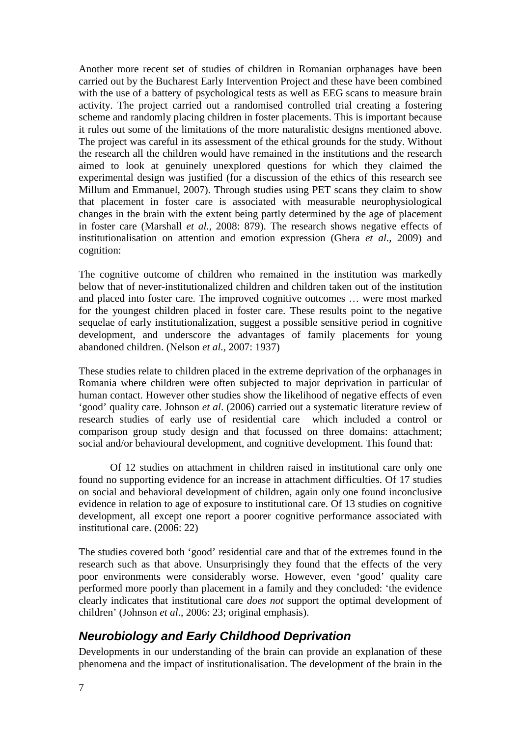Another more recent set of studies of children in Romanian orphanages have been carried out by the Bucharest Early Intervention Project and these have been combined with the use of a battery of psychological tests as well as EEG scans to measure brain activity. The project carried out a randomised controlled trial creating a fostering scheme and randomly placing children in foster placements. This is important because it rules out some of the limitations of the more naturalistic designs mentioned above. The project was careful in its assessment of the ethical grounds for the study. Without the research all the children would have remained in the institutions and the research aimed to look at genuinely unexplored questions for which they claimed the experimental design was justified (for a discussion of the ethics of this research see Millum and Emmanuel, 2007). Through studies using PET scans they claim to show that placement in foster care is associated with measurable neurophysiological changes in the brain with the extent being partly determined by the age of placement in foster care (Marshall *et al.*, 2008: 879). The research shows negative effects of institutionalisation on attention and emotion expression (Ghera *et al.*, 2009) and cognition:

> The cognitive outcome of children who remained in the institution was markedly below that of never-institutionalized children and children taken out of the institution and placed into foster care. The improved cognitive outcomes … were most marked for the youngest children placed in foster care. These results point to the negative sequelae of early institutionalization, suggest a possible sensitive period in cognitive development, and underscore the advantages of family placements for young abandoned children. (Nelson *et al.*, 2007: 1937)

These studies relate to children placed in the extreme deprivation of the orphanages in Romania where children were often subjected to major deprivation in particular of human contact. However other studies show the likelihood of negative effects of even 'good' quality care. Johnson *et al*. (2006) carried out a systematic literature review of research studies of early use of residential care which included a control or comparison group study design and that focussed on three domains: attachment; social and/or behavioural development, and cognitive development. This found that:

> Of 12 studies on attachment in children raised in institutional care only one found no supporting evidence for an increase in attachment difficulties. Of 17 studies on social and behavioral development of children, again only one found inconclusive evidence in relation to age of exposure to institutional care. Of 13 studies on cognitive development, all except one report a poorer cognitive performance associated with institutional care. (2006: 22)

The studies covered both 'good' residential care and that of the extremes found in the research such as that above. Unsurprisingly they found that the effects of the very poor environments were considerably worse. However, even 'good' quality care performed more poorly than placement in a family and they concluded: 'the evidence clearly indicates that institutional care *does not* support the optimal development of children' (Johnson *et al*., 2006: 23; original emphasis).

## *Neurobiology and Early Childhood Deprivation*

Developments in our understanding of the brain can provide an explanation of these phenomena and the impact of institutionalisation. The development of the brain in the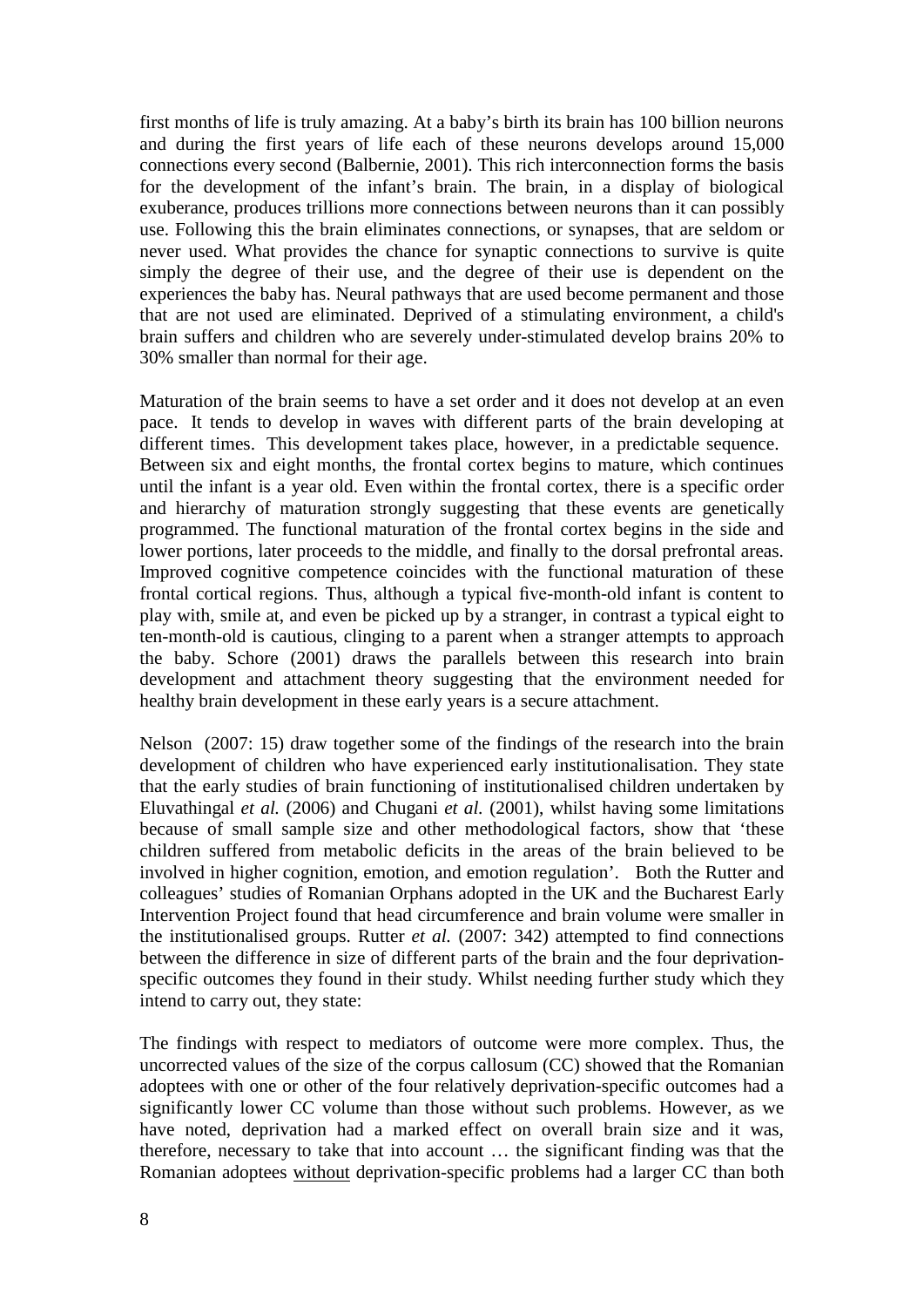first months of life is truly amazing. At a baby's birth its brain has 100 billion neurons and during the first years of life each of these neurons develops around 15,000 connections every second (Balbernie, 2001). This rich interconnection forms the basis for the development of the infant's brain. The brain, in a display of biological exuberance, produces trillions more connections between neurons than it can possibly use. Following this the brain eliminates connections, or synapses, that are seldom or never used. What provides the chance for synaptic connections to survive is quite simply the degree of their use, and the degree of their use is dependent on the experiences the baby has. Neural pathways that are used become permanent and those that are not used are eliminated. Deprived of a stimulating environment, a child's brain suffers and children who are severely under-stimulated develop brains 20% to 30% smaller than normal for their age.

Maturation of the brain seems to have a set order and it does not develop at an even pace. It tends to develop in waves with different parts of the brain developing at different times. This development takes place, however, in a predictable sequence. Between six and eight months, the frontal cortex begins to mature, which continues until the infant is a year old. Even within the frontal cortex, there is a specific order and hierarchy of maturation strongly suggesting that these events are genetically programmed. The functional maturation of the frontal cortex begins in the side and lower portions, later proceeds to the middle, and finally to the dorsal prefrontal areas. Improved cognitive competence coincides with the functional maturation of these frontal cortical regions. Thus, although a typical five-month-old infant is content to play with, smile at, and even be picked up by a stranger, in contrast a typical eight to ten-month-old is cautious, clinging to a parent when a stranger attempts to approach the baby. Schore (2001) draws the parallels between this research into brain development and attachment theory suggesting that the environment needed for healthy brain development in these early years is a secure attachment.

Nelson (2007: 15) draw together some of the findings of the research into the brain development of children who have experienced early institutionalisation. They state that the early studies of brain functioning of institutionalised children undertaken by Eluvathingal *et al.* (2006) and Chugani *et al.* (2001), whilst having some limitations because of small sample size and other methodological factors, show that 'these children suffered from metabolic deficits in the areas of the brain believed to be involved in higher cognition, emotion, and emotion regulation'. Both the Rutter and colleagues' studies of Romanian Orphans adopted in the UK and the Bucharest Early Intervention Project found that head circumference and brain volume were smaller in the institutionalised groups. Rutter *et al.* (2007: 342) attempted to find connections between the difference in size of different parts of the brain and the four deprivation-specific outcomes they found in their study. Whilst needing further study which they intend to carry out, they state:

The findings with respect to mediators of outcome were more complex. Thus, the uncorrected values of the size of the corpus callosum (CC) showed that the Romanian adoptees with one or other of the four relatively deprivation-specific outcomes had a significantly lower CC volume than those without such problems. However, as we have noted, deprivation had a marked effect on overall brain size and it was, therefore, necessary to take that into account … the significant finding was that the Romanian adoptees <u>without</u> deprivation-specific problems had a larger CC than both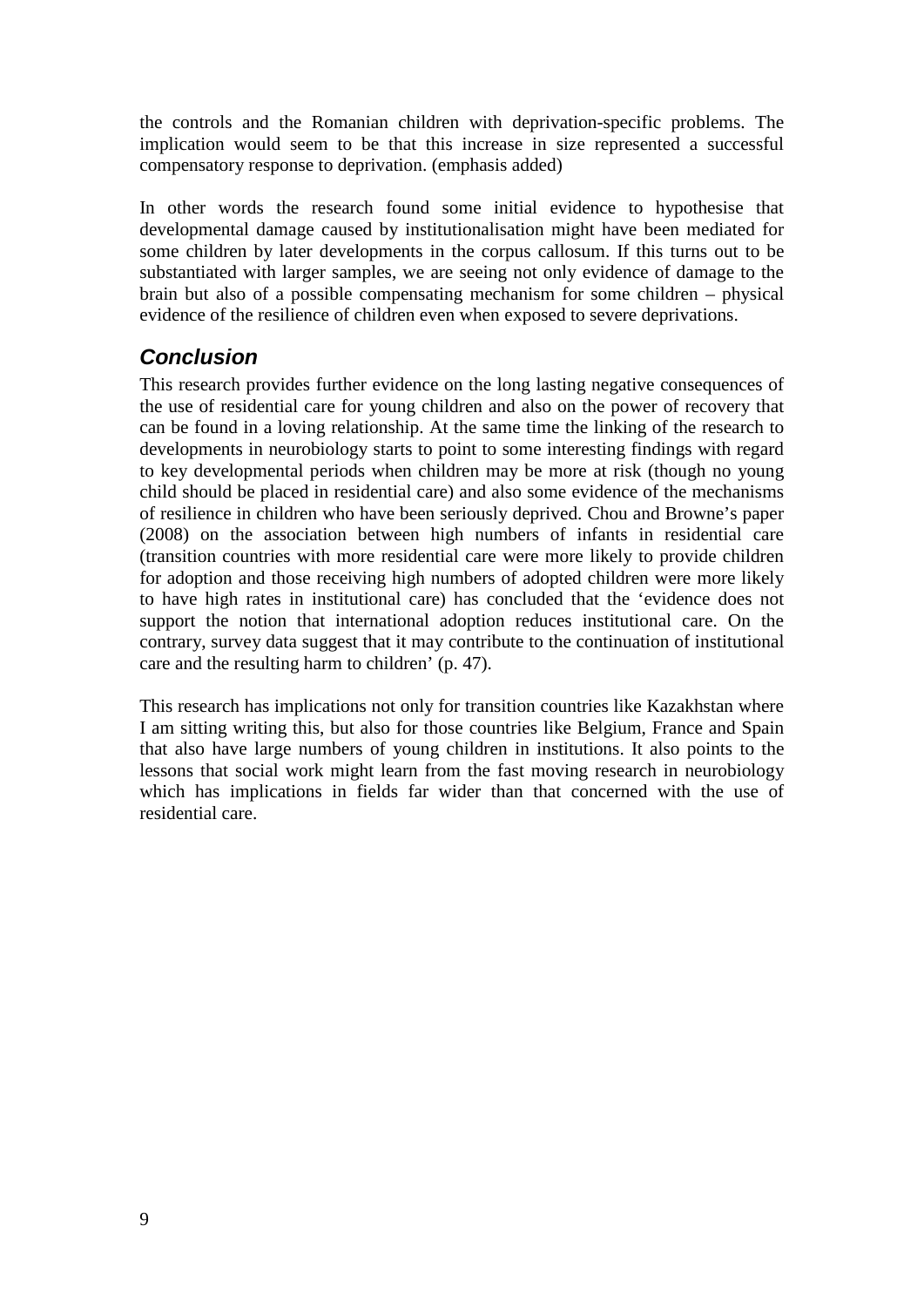the controls and the Romanian children with deprivation-specific problems. The implication would seem to be that this increase in size represented a successful compensatory response to deprivation. (emphasis added)

In other words the research found some initial evidence to hypothesise that developmental damage caused by institutionalisation might have been mediated for some children by later developments in the corpus callosum. If this turns out to be substantiated with larger samples, we are seeing not only evidence of damage to the brain but also of a possible compensating mechanism for some children – physical evidence of the resilience of children even when exposed to severe deprivations.

## *Conclusion*

This research provides further evidence on the long lasting negative consequences of the use of residential care for young children and also on the power of recovery that can be found in a loving relationship. At the same time the linking of the research to developments in neurobiology starts to point to some interesting findings with regard to key developmental periods when children may be more at risk (though no young child should be placed in residential care) and also some evidence of the mechanisms of resilience in children who have been seriously deprived. Chou and Browne's paper (2008) on the association between high numbers of infants in residential care (transition countries with more residential care were more likely to provide children for adoption and those receiving high numbers of adopted children were more likely to have high rates in institutional care) has concluded that the 'evidence does not support the notion that international adoption reduces institutional care. On the contrary, survey data suggest that it may contribute to the continuation of institutional care and the resulting harm to children' (p. 47).

This research has implications not only for transition countries like Kazakhstan where I am sitting writing this, but also for those countries like Belgium, France and Spain that also have large numbers of young children in institutions. It also points to the lessons that social work might learn from the fast moving research in neurobiology which has implications in fields far wider than that concerned with the use of residential care.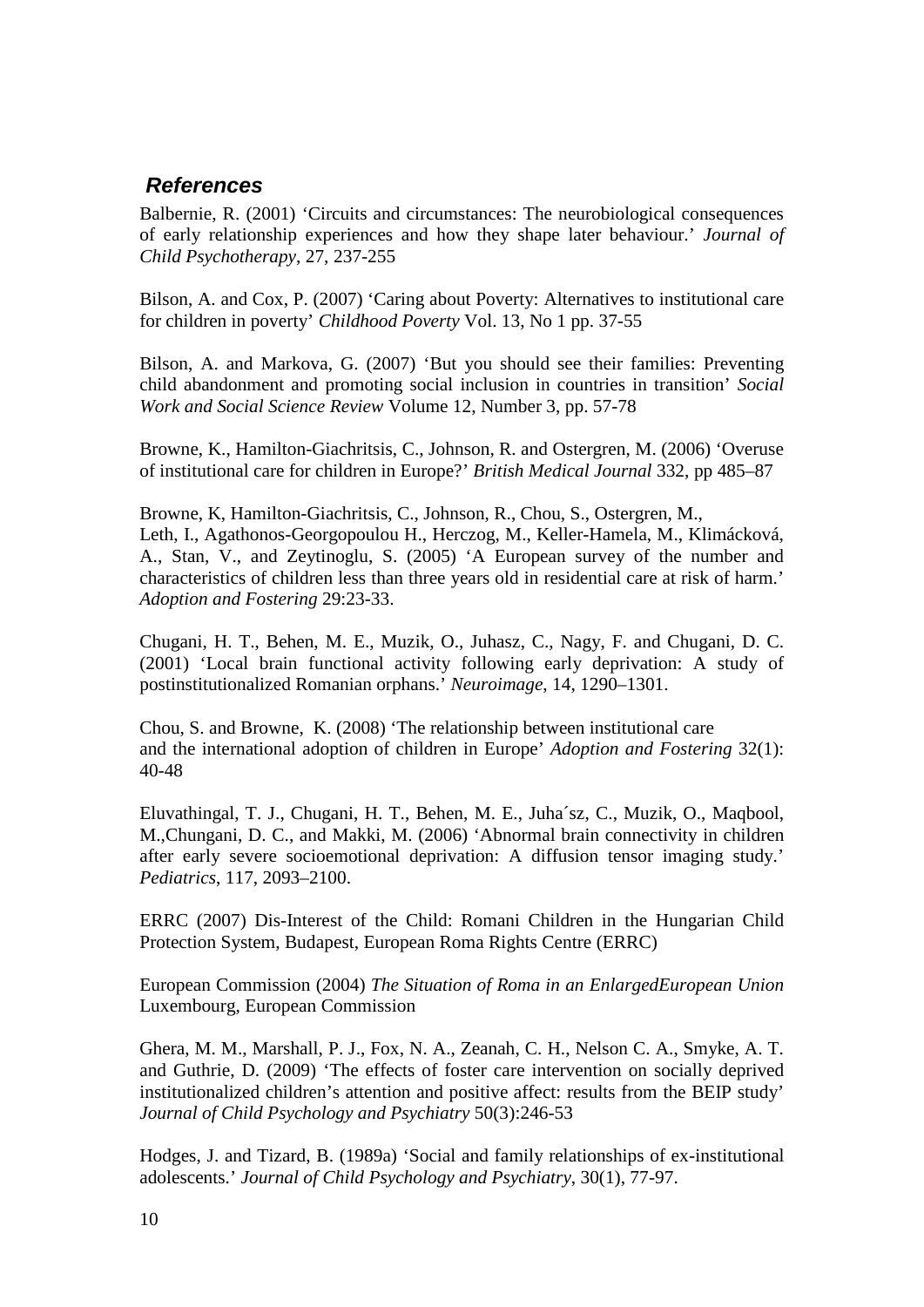## *References*

Balbernie, R. (2001) 'Circuits and circumstances: The neurobiological consequences of early relationship experiences and how they shape later behaviour.' *Journal of Child Psychotherapy*, 27, 237-255

Bilson, A. and Cox, P. (2007) 'Caring about Poverty: Alternatives to institutional care for children in poverty' *Childhood Poverty* Vol. 13, No 1 pp. 37-55

Bilson, A. and Markova, G. (2007) 'But you should see their families: Preventing child abandonment and promoting social inclusion in countries in transition' *Social Work and Social Science Review* Volume 12, Number 3, pp. 57-78

Browne, K., Hamilton-Giachritsis, C., Johnson, R. and Ostergren, M. (2006) 'Overuse of institutional care for children in Europe?' *British Medical Journal* 332, pp 485–87

Browne, K, Hamilton-Giachritsis, C., Johnson, R., Chou, S., Ostergren, M., Leth, I., Agathonos-Georgopoulou H., Herczog, M., Keller-Hamela, M., Klimácková, A., Stan, V., and Zeytinoglu, S. (2005) 'A European survey of the number and characteristics of children less than three years old in residential care at risk of harm.' *Adoption and Fostering* 29:23-33.

Chugani, H. T., Behen, M. E., Muzik, O., Juhasz, C., Nagy, F. and Chugani, D. C. (2001) 'Local brain functional activity following early deprivation: A study of postinstitutionalized Romanian orphans.' *Neuroimage*, 14, 1290–1301.

Chou, S. and Browne, K. (2008) 'The relationship between institutional care and the international adoption of children in Europe' *Adoption and Fostering* 32(1): 40-48

Eluvathingal, T. J., Chugani, H. T., Behen, M. E., Juha´sz, C., Muzik, O., Maqbool, M.,Chungani, D. C., and Makki, M. (2006) 'Abnormal brain connectivity in children after early severe socioemotional deprivation: A diffusion tensor imaging study.' *Pediatrics*, 117, 2093–2100.

ERRC (2007) Dis-Interest of the Child: Romani Children in the Hungarian Child Protection System, Budapest, European Roma Rights Centre (ERRC)

European Commission (2004) *The Situation of Roma in an EnlargedEuropean Union* Luxembourg, European Commission

Ghera, M. M., Marshall, P. J., Fox, N. A., Zeanah, C. H., Nelson C. A., Smyke, A. T. and Guthrie, D. (2009) 'The effects of foster care intervention on socially deprived institutionalized children's attention and positive affect: results from the BEIP study' *Journal of Child Psychology and Psychiatry* 50(3):246-53

Hodges, J. and Tizard, B. (1989a) 'Social and family relationships of ex-institutional adolescents.' *Journal of Child Psychology and Psychiatry*, 30(1), 77-97.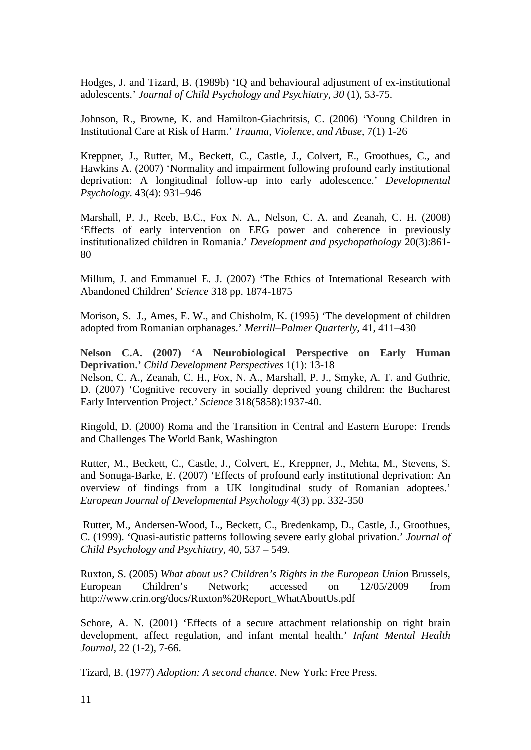Hodges, J. and Tizard, B. (1989b) 'IQ and behavioural adjustment of ex-institutional adolescents.' *Journal of Child Psychology and Psychiatry, 30* (1), 53-75.

Johnson, R., Browne, K. and Hamilton-Giachritsis, C. (2006) 'Young Children in Institutional Care at Risk of Harm.' *Trauma, Violence, and Abuse*, 7(1) 1-26

Kreppner, J., Rutter, M., Beckett, C., Castle, J., Colvert, E., Groothues, C., and Hawkins A. (2007) 'Normality and impairment following profound early institutional deprivation: A longitudinal follow-up into early adolescence.' *Developmental Psychology*. 43(4): 931–946

Marshall, P. J., Reeb, B.C., Fox N. A., Nelson, C. A. and Zeanah, C. H. (2008) 'Effects of early intervention on EEG power and coherence in previously institutionalized children in Romania.' *Development and psychopathology* 20(3):861-80

Millum, J. and Emmanuel E. J. (2007) 'The Ethics of International Research with Abandoned Children' *Science* 318 pp. 1874-1875

Morison, S. J., Ames, E. W., and Chisholm, K. (1995) 'The development of children adopted from Romanian orphanages.' *Merrill–Palmer Quarterly*, 41, 411–430

**Nelson C.A. (2007) 'A Neurobiological Perspective on Early Human Deprivation.'** *Child Development Perspectives* 1(1): 13-18
Nelson, C. A., Zeanah, C. H., Fox, N. A., Marshall, P. J., Smyke, A. T. and Guthrie, D. (2007) 'Cognitive recovery in socially deprived young children: the Bucharest Early Intervention Project.' *Science* 318(5858):1937-40.

Ringold, D. (2000) Roma and the Transition in Central and Eastern Europe: Trends and Challenges The World Bank, Washington

Rutter, M., Beckett, C., Castle, J., Colvert, E., Kreppner, J., Mehta, M., Stevens, S. and Sonuga-Barke, E. (2007) 'Effects of profound early institutional deprivation: An overview of findings from a UK longitudinal study of Romanian adoptees.' *European Journal of Developmental Psychology* 4(3) pp. 332-350

Rutter, M., Andersen-Wood, L., Beckett, C., Bredenkamp, D., Castle, J., Groothues, C. (1999). 'Quasi-autistic patterns following severe early global privation.' *Journal of Child Psychology and Psychiatry*, 40, 537 – 549.

Ruxton, S. (2005) *What about us? Children's Rights in the European Union* Brussels, European Children's Network; accessed on 12/05/2009 from http://www.crin.org/docs/Ruxton%20Report_WhatAboutUs.pdf

Schore, A. N. (2001) 'Effects of a secure attachment relationship on right brain development, affect regulation, and infant mental health.' *Infant Mental Health Journal*, 22 (1-2), 7-66.

Tizard, B. (1977) *Adoption: A second chance*. New York: Free Press.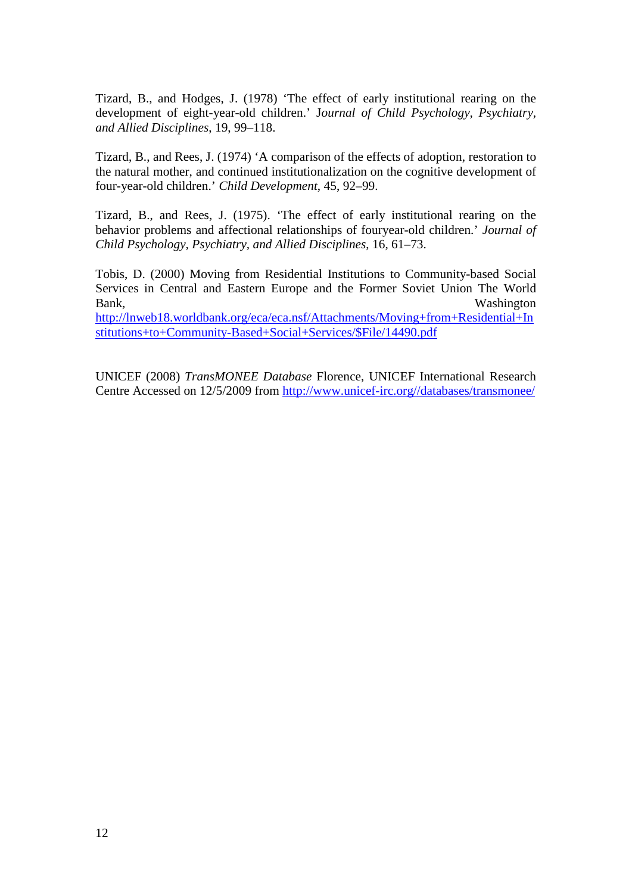Tizard, B., and Hodges, J. (1978) ‘The effect of early institutional rearing on the development of eight-year-old children.’ J*ournal of Child Psychology, Psychiatry, and Allied Disciplines*, 19, 99–118.

Tizard, B., and Rees, J. (1974) ‘A comparison of the effects of adoption, restoration to the natural mother, and continued institutionalization on the cognitive development of four-year-old children.’ *Child Development*, 45, 92–99.

Tizard, B., and Rees, J. (1975). ‘The effect of early institutional rearing on the behavior problems and affectional relationships of fouryear-old children.’ *Journal of Child Psychology, Psychiatry, and Allied Disciplines*, 16, 61–73.

Tobis, D. (2000) Moving from Residential Institutions to Community-based Social Services in Central and Eastern Europe and the Former Soviet Union The World Bank, Washington http://lnweb18.worldbank.org/eca/eca.nsf/Attachments/Moving+from+Residential+Institutions+to+Community-Based+Social+Services/$File/14490.pdf

UNICEF (2008) *TransMONEE Database* Florence, UNICEF International Research Centre Accessed on 12/5/2009 from http://www.unicef-irc.org//databases/transmonee/